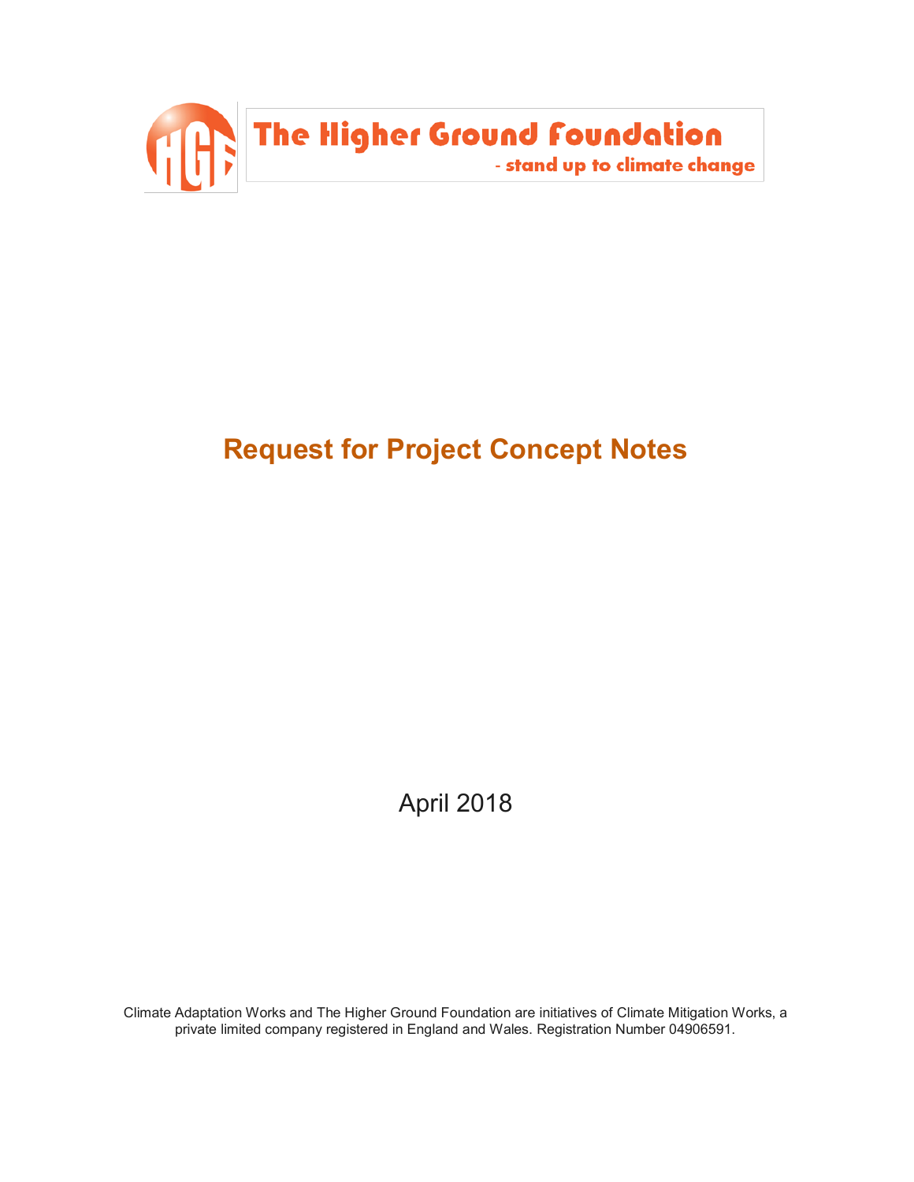The Higher Ground Foundation

- stand up to climate change

# Request for Project Concept Notes

April 2018

Climate Adaptation Works and The Higher Ground Foundation are initiatives of Climate Mitigation Works, a private limited company registered in England and Wales. Registration Number 04906591.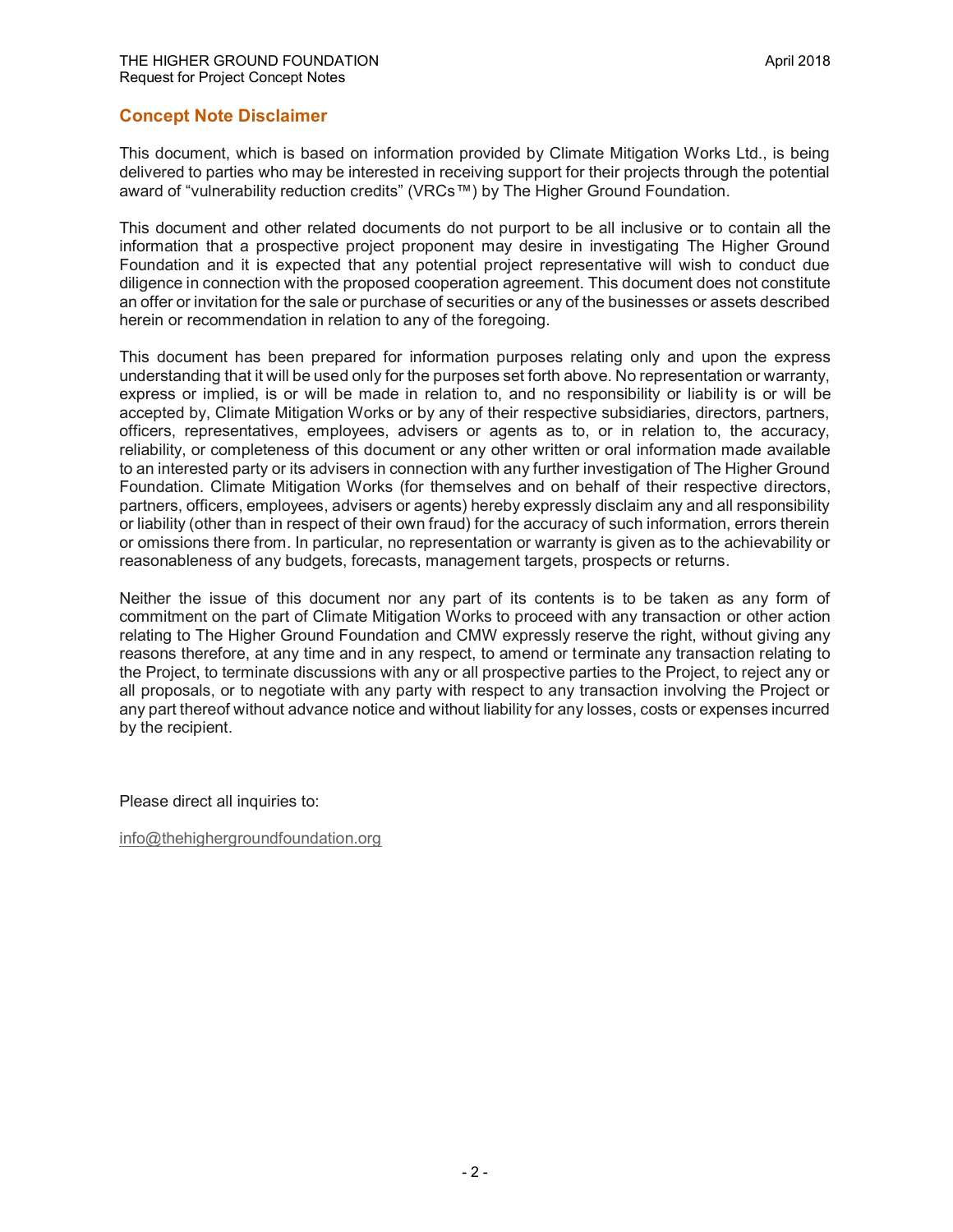## Concept Note Disclaimer

This document, which is based on information provided by Climate Mitigation Works Ltd., is being delivered to parties who may be interested in receiving support for their projects through the potential award of "vulnerability reduction credits" (VRCs™) by The Higher Ground Foundation.

This document and other related documents do not purport to be all inclusive or to contain all the information that a prospective project proponent may desire in investigating The Higher Ground Foundation and it is expected that any potential project representative will wish to conduct due diligence in connection with the proposed cooperation agreement. This document does not constitute an offer or invitation for the sale or purchase of securities or any of the businesses or assets described herein or recommendation in relation to any of the foregoing.

This document has been prepared for information purposes relating only and upon the express understanding that it will be used only for the purposes set forth above. No representation or warranty, express or implied, is or will be made in relation to, and no responsibility or liability is or will be accepted by, Climate Mitigation Works or by any of their respective subsidiaries, directors, partners, officers, representatives, employees, advisers or agents as to, or in relation to, the accuracy, reliability, or completeness of this document or any other written or oral information made available to an interested party or its advisers in connection with any further investigation of The Higher Ground Foundation. Climate Mitigation Works (for themselves and on behalf of their respective directors, partners, officers, employees, advisers or agents) hereby expressly disclaim any and all responsibility or liability (other than in respect of their own fraud) for the accuracy of such information, errors therein or omissions there from. In particular, no representation or warranty is given as to the achievability or reasonableness of any budgets, forecasts, management targets, prospects or returns.

Neither the issue of this document nor any part of its contents is to be taken as any form of commitment on the part of Climate Mitigation Works to proceed with any transaction or other action relating to The Higher Ground Foundation and CMW expressly reserve the right, without giving any reasons therefore, at any time and in any respect, to amend or terminate any transaction relating to the Project, to terminate discussions with any or all prospective parties to the Project, to reject any or all proposals, or to negotiate with any party with respect to any transaction involving the Project or any part thereof without advance notice and without liability for any losses, costs or expenses incurred by the recipient.

Please direct all inquiries to:

info@thehighergroundfoundation.org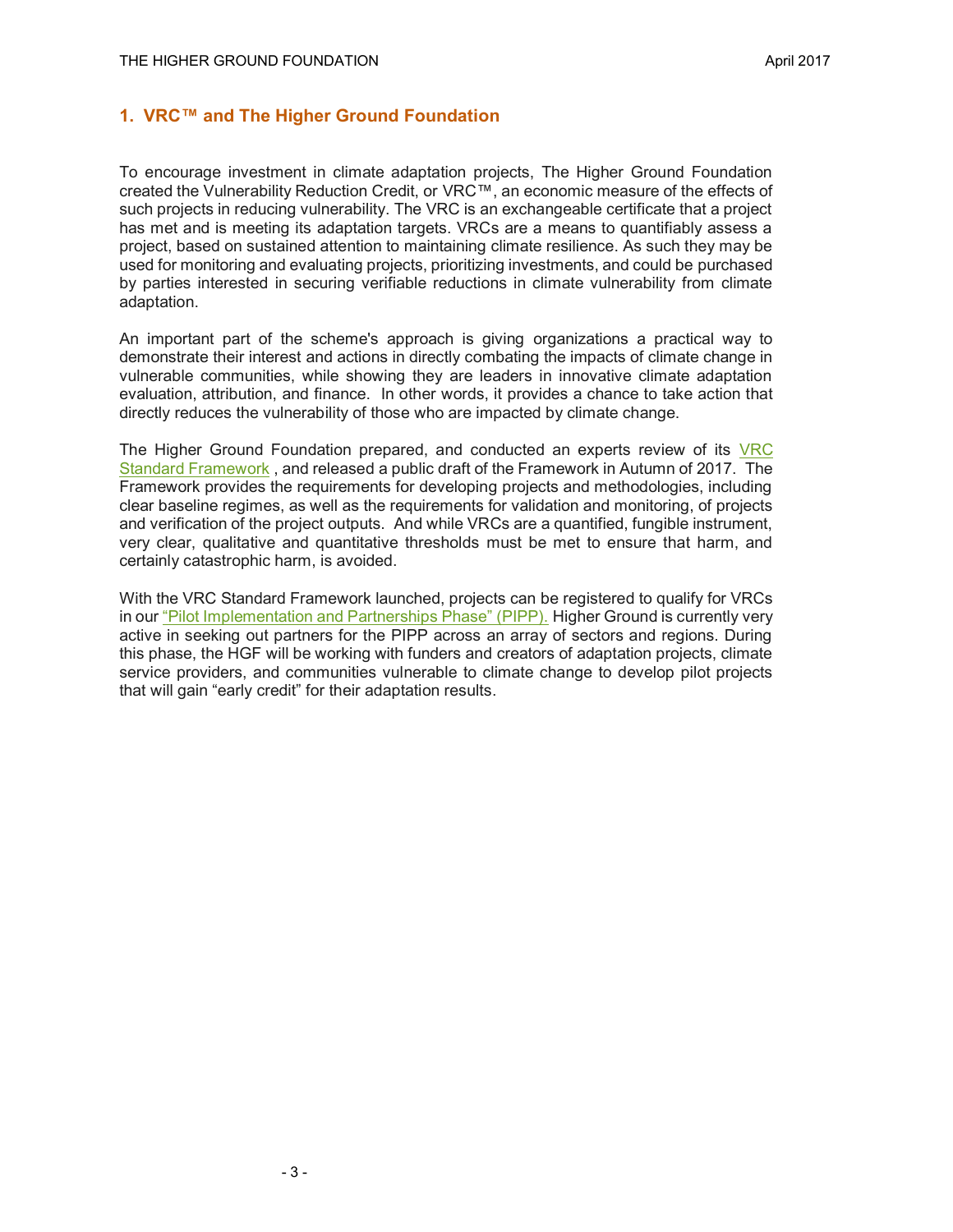## 1. VRC™ and The Higher Ground Foundation

To encourage investment in climate adaptation projects, The Higher Ground Foundation created the Vulnerability Reduction Credit, or VRC™, an economic measure of the effects of such projects in reducing vulnerability. The VRC is an exchangeable certificate that a project has met and is meeting its adaptation targets. VRCs are a means to quantifiably assess a project, based on sustained attention to maintaining climate resilience. As such they may be used for monitoring and evaluating projects, prioritizing investments, and could be purchased by parties interested in securing verifiable reductions in climate vulnerability from climate adaptation.

An important part of the scheme's approach is giving organizations a practical way to demonstrate their interest and actions in directly combating the impacts of climate change in vulnerable communities, while showing they are leaders in innovative climate adaptation evaluation, attribution, and finance. In other words, it provides a chance to take action that directly reduces the vulnerability of those who are impacted by climate change.

The Higher Ground Foundation prepared, and conducted an experts review of its VRC Standard Framework , and released a public draft of the Framework in Autumn of 2017. The Framework provides the requirements for developing projects and methodologies, including clear baseline regimes, as well as the requirements for validation and monitoring, of projects and verification of the project outputs. And while VRCs are a quantified, fungible instrument, very clear, qualitative and quantitative thresholds must be met to ensure that harm, and certainly catastrophic harm, is avoided.

With the VRC Standard Framework launched, projects can be registered to qualify for VRCs in our "Pilot Implementation and Partnerships Phase" (PIPP). Higher Ground is currently very active in seeking out partners for the PIPP across an array of sectors and regions. During this phase, the HGF will be working with funders and creators of adaptation projects, climate service providers, and communities vulnerable to climate change to develop pilot projects that will gain "early credit" for their adaptation results.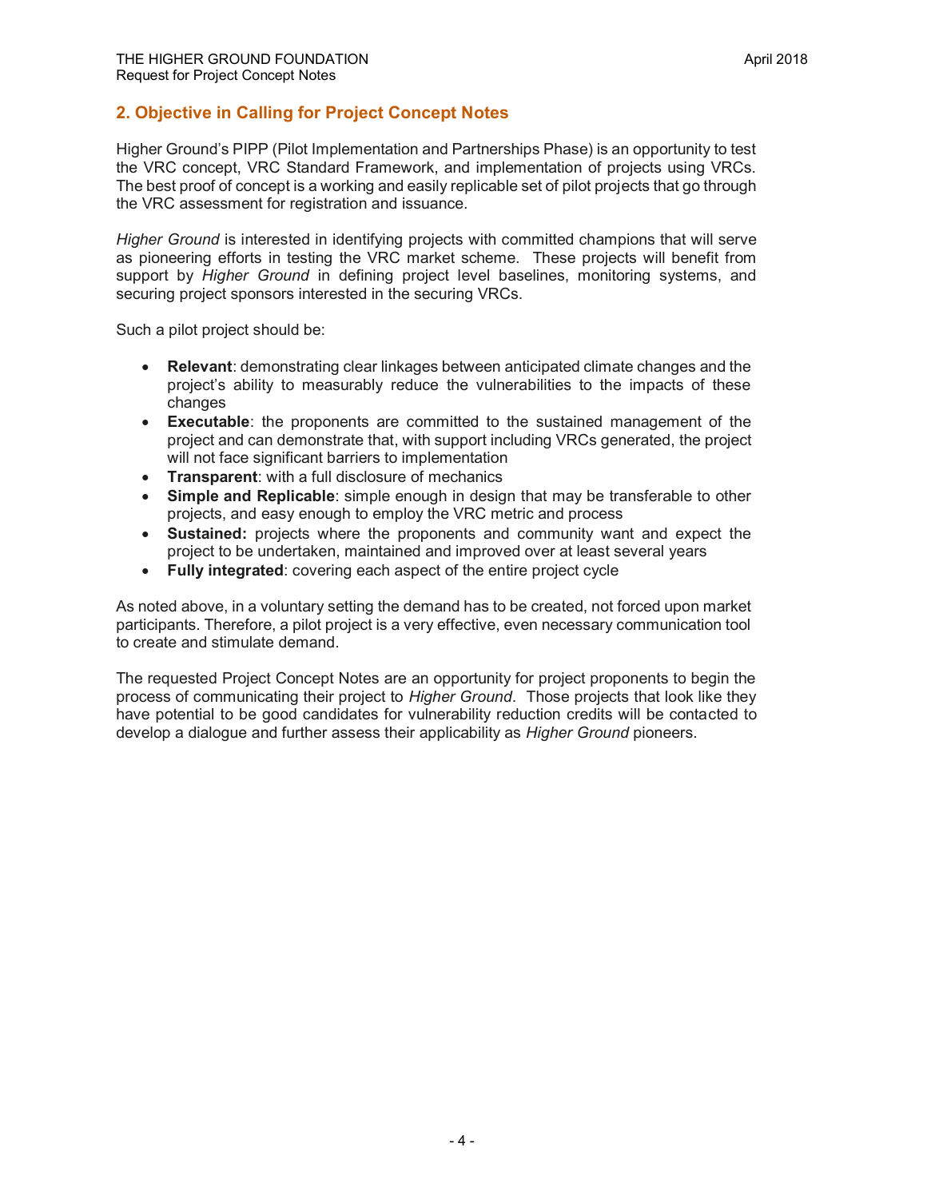## 2. Objective in Calling for Project Concept Notes

Higher Ground's PIPP (Pilot Implementation and Partnerships Phase) is an opportunity to test the VRC concept, VRC Standard Framework, and implementation of projects using VRCs. The best proof of concept is a working and easily replicable set of pilot projects that go through the VRC assessment for registration and issuance.

*Higher Ground* is interested in identifying projects with committed champions that will serve as pioneering efforts in testing the VRC market scheme. These projects will benefit from support by *Higher Ground* in defining project level baselines, monitoring systems, and securing project sponsors interested in the securing VRCs.

Such a pilot project should be:

- **Relevant**: demonstrating clear linkages between anticipated climate changes and the project's ability to measurably reduce the vulnerabilities to the impacts of these changes
- **Executable**: the proponents are committed to the sustained management of the project and can demonstrate that, with support including VRCs generated, the project will not face significant barriers to implementation
- **Transparent**: with a full disclosure of mechanics
- **Simple and Replicable**: simple enough in design that may be transferable to other projects, and easy enough to employ the VRC metric and process
- **Sustained:** projects where the proponents and community want and expect the project to be undertaken, maintained and improved over at least several years
- **Fully integrated**: covering each aspect of the entire project cycle

As noted above, in a voluntary setting the demand has to be created, not forced upon market participants. Therefore, a pilot project is a very effective, even necessary communication tool to create and stimulate demand.

The requested Project Concept Notes are an opportunity for project proponents to begin the process of communicating their project to *Higher Ground*. Those projects that look like they have potential to be good candidates for vulnerability reduction credits will be contacted to develop a dialogue and further assess their applicability as *Higher Ground* pioneers.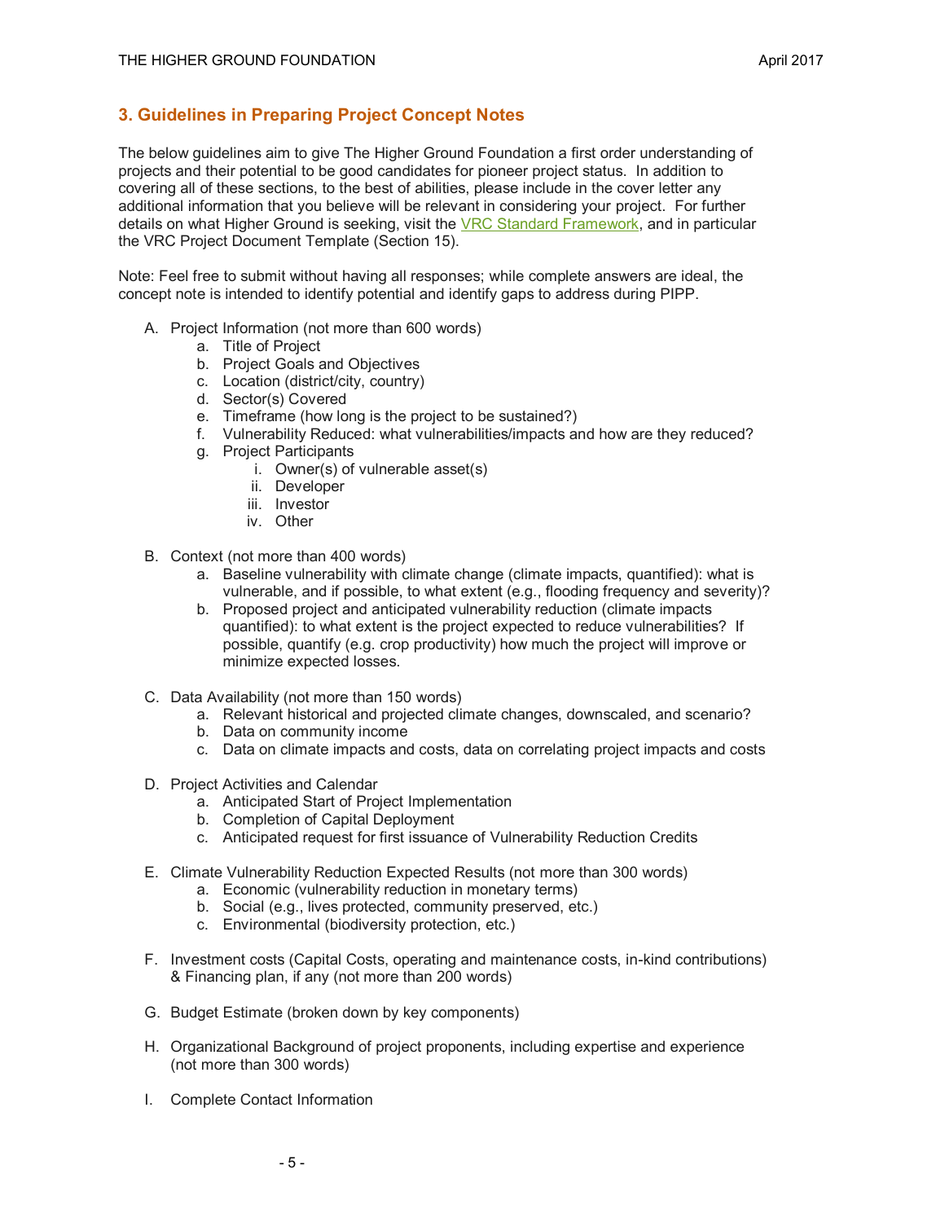## 3. Guidelines in Preparing Project Concept Notes

The below guidelines aim to give The Higher Ground Foundation a first order understanding of projects and their potential to be good candidates for pioneer project status. In addition to covering all of these sections, to the best of abilities, please include in the cover letter any additional information that you believe will be relevant in considering your project. For further details on what Higher Ground is seeking, visit the VRC Standard Framework, and in particular the VRC Project Document Template (Section 15).

Note: Feel free to submit without having all responses; while complete answers are ideal, the concept note is intended to identify potential and identify gaps to address during PIPP.

A. Project Information (not more than 600 words)
   a. Title of Project
   b. Project Goals and Objectives
   c. Location (district/city, country)
   d. Sector(s) Covered
   e. Timeframe (how long is the project to be sustained?)
   f. Vulnerability Reduced: what vulnerabilities/impacts and how are they reduced?
   g. Project Participants
      i. Owner(s) of vulnerable asset(s)
      ii. Developer
      iii. Investor
      iv. Other

B. Context (not more than 400 words)
   a. Baseline vulnerability with climate change (climate impacts, quantified): what is vulnerable, and if possible, to what extent (e.g., flooding frequency and severity)?
   b. Proposed project and anticipated vulnerability reduction (climate impacts quantified): to what extent is the project expected to reduce vulnerabilities? If possible, quantify (e.g. crop productivity) how much the project will improve or minimize expected losses.

C. Data Availability (not more than 150 words)
   a. Relevant historical and projected climate changes, downscaled, and scenario?
   b. Data on community income
   c. Data on climate impacts and costs, data on correlating project impacts and costs

D. Project Activities and Calendar
   a. Anticipated Start of Project Implementation
   b. Completion of Capital Deployment
   c. Anticipated request for first issuance of Vulnerability Reduction Credits

E. Climate Vulnerability Reduction Expected Results (not more than 300 words)
   a. Economic (vulnerability reduction in monetary terms)
   b. Social (e.g., lives protected, community preserved, etc.)
   c. Environmental (biodiversity protection, etc.)

F. Investment costs (Capital Costs, operating and maintenance costs, in-kind contributions) & Financing plan, if any (not more than 200 words)

G. Budget Estimate (broken down by key components)

H. Organizational Background of project proponents, including expertise and experience (not more than 300 words)

I. Complete Contact Information